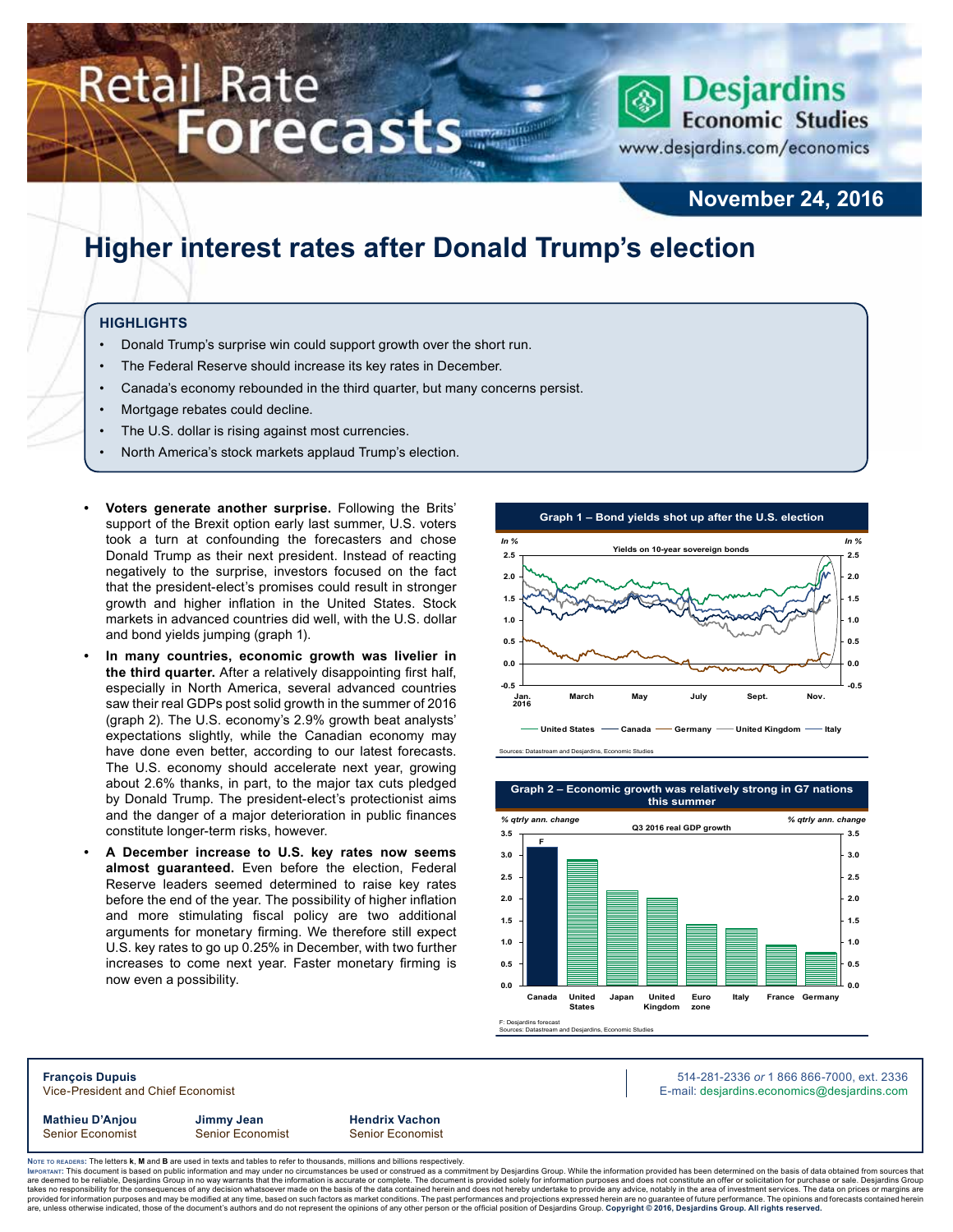# Retail Rate Forecasts

**Desjardins Economic Studies**

www.desjardins.com/economics

**November 24, 2016**

## Higher interest rates after Donald Trump's election

### HIGHLIGHTS

- Donald Trump's surprise win could support growth over the short run.
- The Federal Reserve should increase its key rates in December.
- Canada's economy rebounded in the third quarter, but many concerns persist.
- Mortgage rebates could decline.
- The U.S. dollar is rising against most currencies.
- North America's stock markets applaud Trump's election.

- **Voters generate another surprise.** Following the Brits' support of the Brexit option early last summer, U.S. voters took a turn at confounding the forecasters and chose Donald Trump as their next president. Instead of reacting negatively to the surprise, investors focused on the fact that the president-elect's promises could result in stronger growth and higher inflation in the United States. Stock markets in advanced countries did well, with the U.S. dollar and bond yields jumping (graph 1).
- **In many countries, economic growth was livelier in the third quarter.** After a relatively disappointing first half, especially in North America, several advanced countries saw their real GDPs post solid growth in the summer of 2016 (graph 2). The U.S. economy's 2.9% growth beat analysts' expectations slightly, while the Canadian economy may have done even better, according to our latest forecasts. The U.S. economy should accelerate next year, growing about 2.6% thanks, in part, to the major tax cuts pledged by Donald Trump. The president-elect's protectionist aims and the danger of a major deterioration in public finances constitute longer-term risks, however.
- **A December increase to U.S. key rates now seems almost guaranteed.** Even before the election, Federal Reserve leaders seemed determined to raise key rates before the end of the year. The possibility of higher inflation and more stimulating fiscal policy are two additional arguments for monetary firming. We therefore still expect U.S. key rates to go up 0.25% in December, with two further increases to come next year. Faster monetary firming is now even a possibility.

**Graph 1 – Bond yields shot up after the U.S. election**

Yields on 10-year sovereign bonds (In %): United States, Canada, Germany, United Kingdom, Italy — Jan. 2016 to Nov.

Sources: Datastream and Desjardins, Economic Studies

**Graph 2 – Economic growth was relatively strong in G7 nations this summer**

Q3 2016 real GDP growth (% qtrly ann. change): Canada (F), United States, Japan, United Kingdom, Euro zone, Italy, France, Germany

F: Desjardins forecast
Sources: Datastream and Desjardins, Economic Studies

---

**François Dupuis**
Vice-President and Chief Economist

514-281-2336 *or* 1 866 866-7000, ext. 2336
E-mail: desjardins.economics@desjardins.com

**Mathieu D'Anjou**
Senior Economist

**Jimmy Jean**
Senior Economist

**Hendrix Vachon**
Senior Economist

Note to readers: The letters **k**, **M** and **B** are used in texts and tables to refer to thousands, millions and billions respectively.

Important: This document is based on public information and may under no circumstances be used or construed as a commitment by Desjardins Group. While the information provided has been determined on the basis of data obtained from sources that are deemed to be reliable, Desjardins Group in no way warrants that the information is accurate or complete. The document is provided solely for information purposes and does not constitute an offer or solicitation for purchase or sale. Desjardins Group takes no responsibility for the consequences of any decision whatsoever made on the basis of the data contained herein and does not hereby undertake to provide any advice, notably in the area of investment services. The data on prices or margins are provided for information purposes and may be modified at any time, based on such factors as market conditions. The past performances and projections expressed herein are no guarantee of future performance. The opinions and forecasts contained herein are, unless otherwise indicated, those of the document's authors and do not represent the opinions of any other person or the official position of Desjardins Group. **Copyright © 2016, Desjardins Group. All rights reserved.**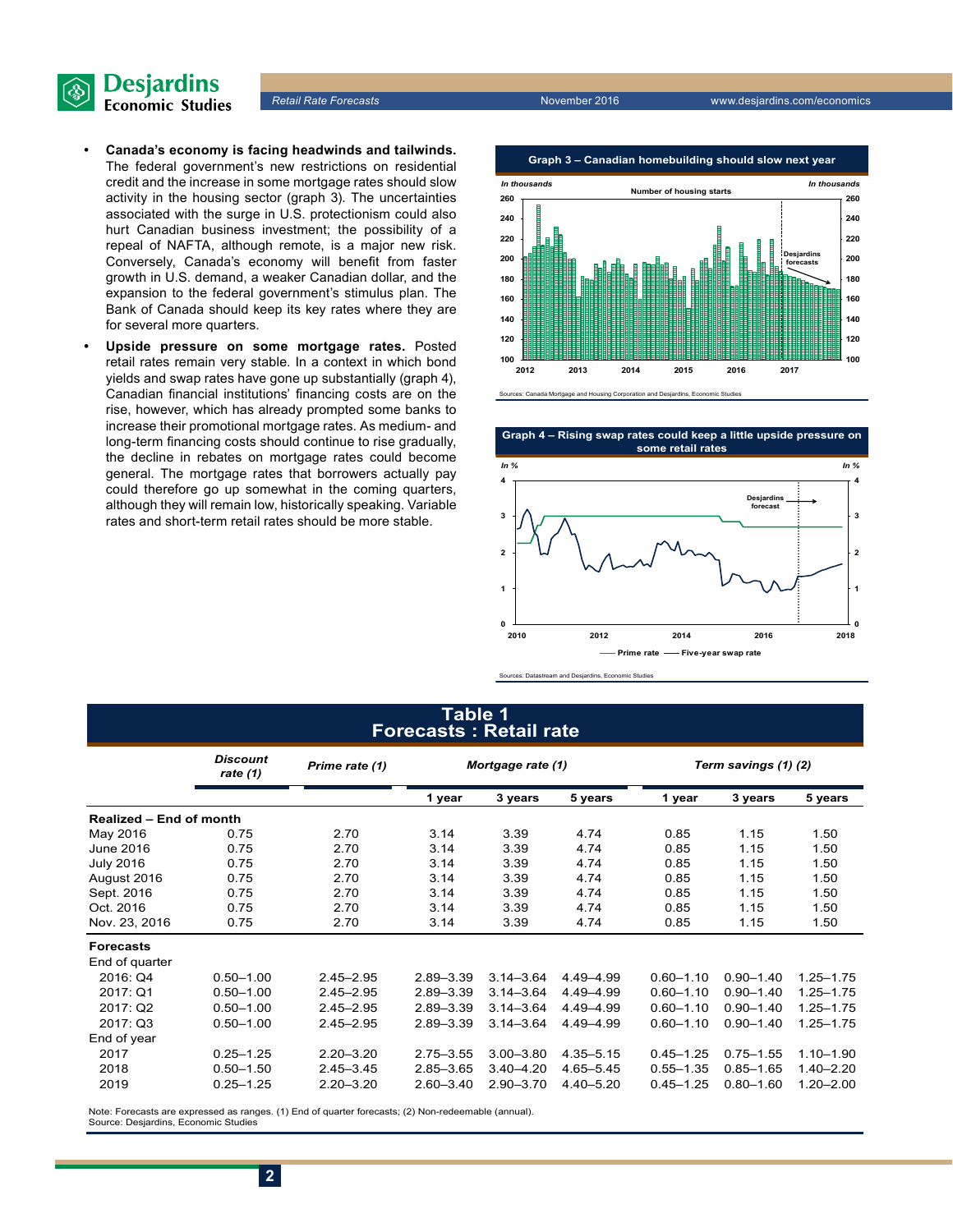- **Canada's economy is facing headwinds and tailwinds.** The federal government's new restrictions on residential credit and the increase in some mortgage rates should slow activity in the housing sector (graph 3). The uncertainties associated with the surge in U.S. protectionism could also hurt Canadian business investment; the possibility of a repeal of NAFTA, although remote, is a major new risk. Conversely, Canada's economy will benefit from faster growth in U.S. demand, a weaker Canadian dollar, and the expansion to the federal government's stimulus plan. The Bank of Canada should keep its key rates where they are for several more quarters.
- **Upside pressure on some mortgage rates.** Posted retail rates remain very stable. In a context in which bond yields and swap rates have gone up substantially (graph 4), Canadian financial institutions' financing costs are on the rise, however, which has already prompted some banks to increase their promotional mortgage rates. As medium- and long-term financing costs should continue to rise gradually, the decline in rebates on mortgage rates could become general. The mortgage rates that borrowers actually pay could therefore go up somewhat in the coming quarters, although they will remain low, historically speaking. Variable rates and short-term retail rates should be more stable.

**Graph 3 – Canadian homebuilding should slow next year**

Sources: Canada Mortgage and Housing Corporation and Desjardins, Economic Studies

**Graph 4 – Rising swap rates could keep a little upside pressure on some retail rates**

Sources: Datastream and Desjardins, Economic Studies

## Table 1
## Forecasts : Retail rate

| | Discount rate (1) | Prime rate (1) | Mortgage rate (1) | | | Term savings (1) (2) | | |
|---|---|---|---|---|---|---|---|---|
| | | | 1 year | 3 years | 5 years | 1 year | 3 years | 5 years |
| **Realized – End of month** | | | | | | | | |
| May 2016 | 0.75 | 2.70 | 3.14 | 3.39 | 4.74 | 0.85 | 1.15 | 1.50 |
| June 2016 | 0.75 | 2.70 | 3.14 | 3.39 | 4.74 | 0.85 | 1.15 | 1.50 |
| July 2016 | 0.75 | 2.70 | 3.14 | 3.39 | 4.74 | 0.85 | 1.15 | 1.50 |
| August 2016 | 0.75 | 2.70 | 3.14 | 3.39 | 4.74 | 0.85 | 1.15 | 1.50 |
| Sept. 2016 | 0.75 | 2.70 | 3.14 | 3.39 | 4.74 | 0.85 | 1.15 | 1.50 |
| Oct. 2016 | 0.75 | 2.70 | 3.14 | 3.39 | 4.74 | 0.85 | 1.15 | 1.50 |
| Nov. 23, 2016 | 0.75 | 2.70 | 3.14 | 3.39 | 4.74 | 0.85 | 1.15 | 1.50 |
| **Forecasts** | | | | | | | | |
| End of quarter | | | | | | | | |
| 2016: Q4 | 0.50–1.00 | 2.45–2.95 | 2.89–3.39 | 3.14–3.64 | 4.49–4.99 | 0.60–1.10 | 0.90–1.40 | 1.25–1.75 |
| 2017: Q1 | 0.50–1.00 | 2.45–2.95 | 2.89–3.39 | 3.14–3.64 | 4.49–4.99 | 0.60–1.10 | 0.90–1.40 | 1.25–1.75 |
| 2017: Q2 | 0.50–1.00 | 2.45–2.95 | 2.89–3.39 | 3.14–3.64 | 4.49–4.99 | 0.60–1.10 | 0.90–1.40 | 1.25–1.75 |
| 2017: Q3 | 0.50–1.00 | 2.45–2.95 | 2.89–3.39 | 3.14–3.64 | 4.49–4.99 | 0.60–1.10 | 0.90–1.40 | 1.25–1.75 |
| End of year | | | | | | | | |
| 2017 | 0.25–1.25 | 2.20–3.20 | 2.75–3.55 | 3.00–3.80 | 4.35–5.15 | 0.45–1.25 | 0.75–1.55 | 1.10–1.90 |
| 2018 | 0.50–1.50 | 2.45–3.45 | 2.85–3.65 | 3.40–4.20 | 4.65–5.45 | 0.55–1.35 | 0.85–1.65 | 1.40–2.20 |
| 2019 | 0.25–1.25 | 2.20–3.20 | 2.60–3.40 | 2.90–3.70 | 4.40–5.20 | 0.45–1.25 | 0.80–1.60 | 1.20–2.00 |

Note: Forecasts are expressed as ranges. (1) End of quarter forecasts; (2) Non-redeemable (annual).
Source: Desjardins, Economic Studies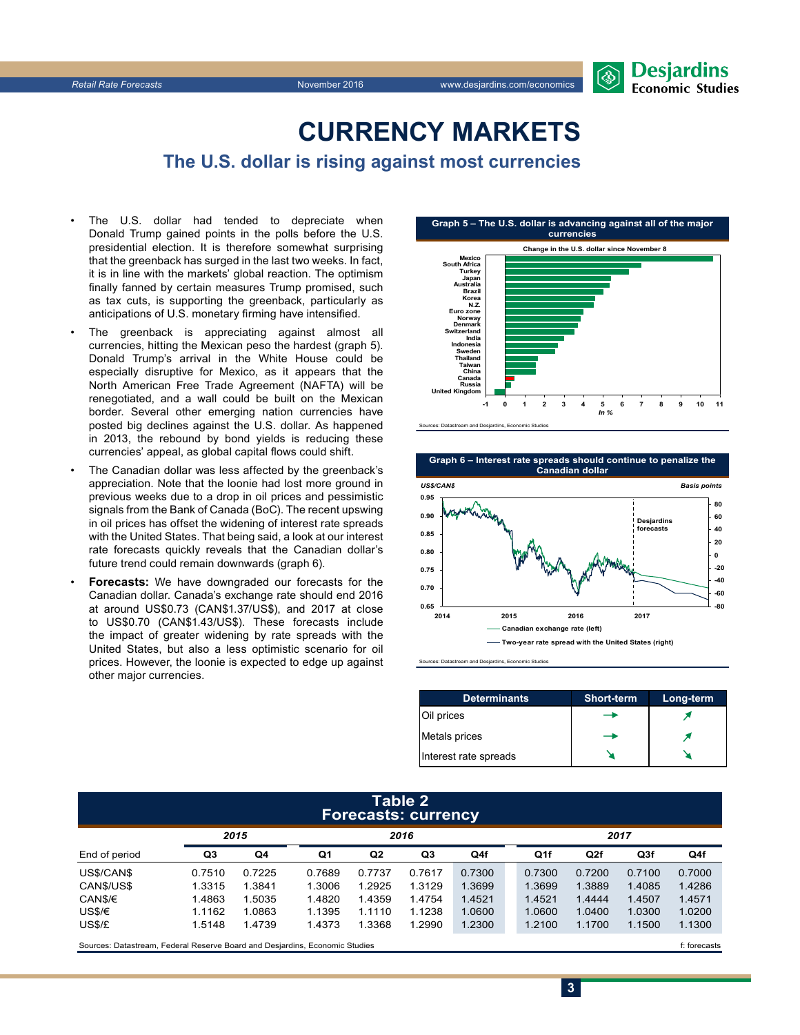# CURRENCY MARKETS

## The U.S. dollar is rising against most currencies

- The U.S. dollar had tended to depreciate when Donald Trump gained points in the polls before the U.S. presidential election. It is therefore somewhat surprising that the greenback has surged in the last two weeks. In fact, it is in line with the markets' global reaction. The optimism finally fanned by certain measures Trump promised, such as tax cuts, is supporting the greenback, particularly as anticipations of U.S. monetary firming have intensified.
- The greenback is appreciating against almost all currencies, hitting the Mexican peso the hardest (graph 5). Donald Trump's arrival in the White House could be especially disruptive for Mexico, as it appears that the North American Free Trade Agreement (NAFTA) will be renegotiated, and a wall could be built on the Mexican border. Several other emerging nation currencies have posted big declines against the U.S. dollar. As happened in 2013, the rebound by bond yields is reducing these currencies' appeal, as global capital flows could shift.
- The Canadian dollar was less affected by the greenback's appreciation. Note that the loonie had lost more ground in previous weeks due to a drop in oil prices and pessimistic signals from the Bank of Canada (BoC). The recent upswing in oil prices has offset the widening of interest rate spreads with the United States. That being said, a look at our interest rate forecasts quickly reveals that the Canadian dollar's future trend could remain downwards (graph 6).
- **Forecasts:** We have downgraded our forecasts for the Canadian dollar. Canada's exchange rate should end 2016 at around US$0.73 (CAN$1.37/US$), and 2017 at close to US$0.70 (CAN$1.43/US$). These forecasts include the impact of greater widening by rate spreads with the United States, but also a less optimistic scenario for oil prices. However, the loonie is expected to edge up against other major currencies.

**Graph 5 – The U.S. dollar is advancing against all of the major currencies**

Change in the U.S. dollar since November 8 (In %): Mexico, South Africa, Turkey, Japan, Australia, Brazil, Korea, N.Z., Euro zone, Norway, Denmark, Switzerland, India, Indonesia, Sweden, Thailand, Taiwan, China, Canada, Russia, United Kingdom

Sources: Datastream and Desjardins, Economic Studies

**Graph 6 – Interest rate spreads should continue to penalize the Canadian dollar**

US$/CAN$ (left) — Basis points (right); Desjardins forecasts

— Canadian exchange rate (left)
— Two-year rate spread with the United States (right)

Sources: Datastream and Desjardins, Economic Studies

| Determinants | Short-term | Long-term |
|---|---|---|
| Oil prices | → | ↗ |
| Metals prices | → | ↗ |
| Interest rate spreads | ↘ | ↘ |

**Table 2**
**Forecasts: currency**

| End of period | 2015 Q3 | 2015 Q4 | 2016 Q1 | 2016 Q2 | 2016 Q3 | 2016 Q4f | 2017 Q1f | 2017 Q2f | 2017 Q3f | 2017 Q4f |
|---|---|---|---|---|---|---|---|---|---|---|
| US$/CAN$ | 0.7510 | 0.7225 | 0.7689 | 0.7737 | 0.7617 | 0.7300 | 0.7300 | 0.7200 | 0.7100 | 0.7000 |
| CAN$/US$ | 1.3315 | 1.3841 | 1.3006 | 1.2925 | 1.3129 | 1.3699 | 1.3699 | 1.3889 | 1.4085 | 1.4286 |
| CAN$/€ | 1.4863 | 1.5035 | 1.4820 | 1.4359 | 1.4754 | 1.4521 | 1.4521 | 1.4444 | 1.4507 | 1.4571 |
| US$/€ | 1.1162 | 1.0863 | 1.1395 | 1.1110 | 1.1238 | 1.0600 | 1.0600 | 1.0400 | 1.0300 | 1.0200 |
| US$/£ | 1.5148 | 1.4739 | 1.4373 | 1.3368 | 1.2990 | 1.2300 | 1.2100 | 1.1700 | 1.1500 | 1.1300 |

Sources: Datastream, Federal Reserve Board and Desjardins, Economic Studies — f: forecasts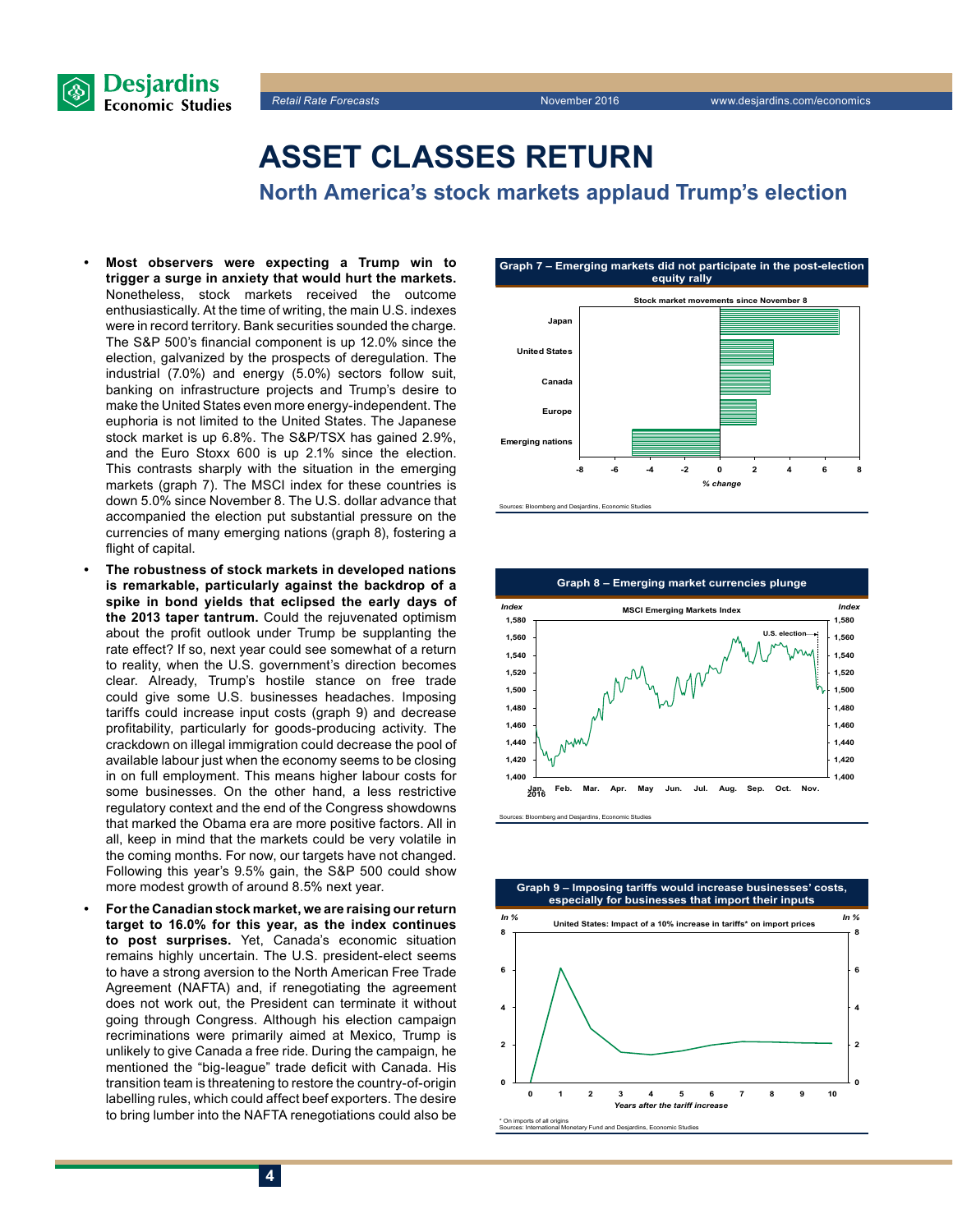# ASSET CLASSES RETURN

## North America's stock markets applaud Trump's election

- **Most observers were expecting a Trump win to trigger a surge in anxiety that would hurt the markets.** Nonetheless, stock markets received the outcome enthusiastically. At the time of writing, the main U.S. indexes were in record territory. Bank securities sounded the charge. The S&P 500's financial component is up 12.0% since the election, galvanized by the prospects of deregulation. The industrial (7.0%) and energy (5.0%) sectors follow suit, banking on infrastructure projects and Trump's desire to make the United States even more energy-independent. The euphoria is not limited to the United States. The Japanese stock market is up 6.8%. The S&P/TSX has gained 2.9%, and the Euro Stoxx 600 is up 2.1% since the election. This contrasts sharply with the situation in the emerging markets (graph 7). The MSCI index for these countries is down 5.0% since November 8. The U.S. dollar advance that accompanied the election put substantial pressure on the currencies of many emerging nations (graph 8), fostering a flight of capital.
- **The robustness of stock markets in developed nations is remarkable, particularly against the backdrop of a spike in bond yields that eclipsed the early days of the 2013 taper tantrum.** Could the rejuvenated optimism about the profit outlook under Trump be supplanting the rate effect? If so, next year could see somewhat of a return to reality, when the U.S. government's direction becomes clear. Already, Trump's hostile stance on free trade could give some U.S. businesses headaches. Imposing tariffs could increase input costs (graph 9) and decrease profitability, particularly for goods-producing activity. The crackdown on illegal immigration could decrease the pool of available labour just when the economy seems to be closing in on full employment. This means higher labour costs for some businesses. On the other hand, a less restrictive regulatory context and the end of the Congress showdowns that marked the Obama era are more positive factors. All in all, keep in mind that the markets could be very volatile in the coming months. For now, our targets have not changed. Following this year's 9.5% gain, the S&P 500 could show more modest growth of around 8.5% next year.
- **For the Canadian stock market, we are raising our return target to 16.0% for this year, as the index continues to post surprises.** Yet, Canada's economic situation remains highly uncertain. The U.S. president-elect seems to have a strong aversion to the North American Free Trade Agreement (NAFTA) and, if renegotiating the agreement does not work out, the President can terminate it without going through Congress. Although his election campaign recriminations were primarily aimed at Mexico, Trump is unlikely to give Canada a free ride. During the campaign, he mentioned the "big-league" trade deficit with Canada. His transition team is threatening to restore the country-of-origin labelling rules, which could affect beef exporters. The desire to bring lumber into the NAFTA renegotiations could also be

**Graph 7 – Emerging markets did not participate in the post-election equity rally**

Sources: Bloomberg and Desjardins, Economic Studies

**Graph 8 – Emerging market currencies plunge**

Sources: Bloomberg and Desjardins, Economic Studies

**Graph 9 – Imposing tariffs would increase businesses' costs, especially for businesses that import their inputs**

\* On imports of all origins
Sources: International Monetary Fund and Desjardins, Economic Studies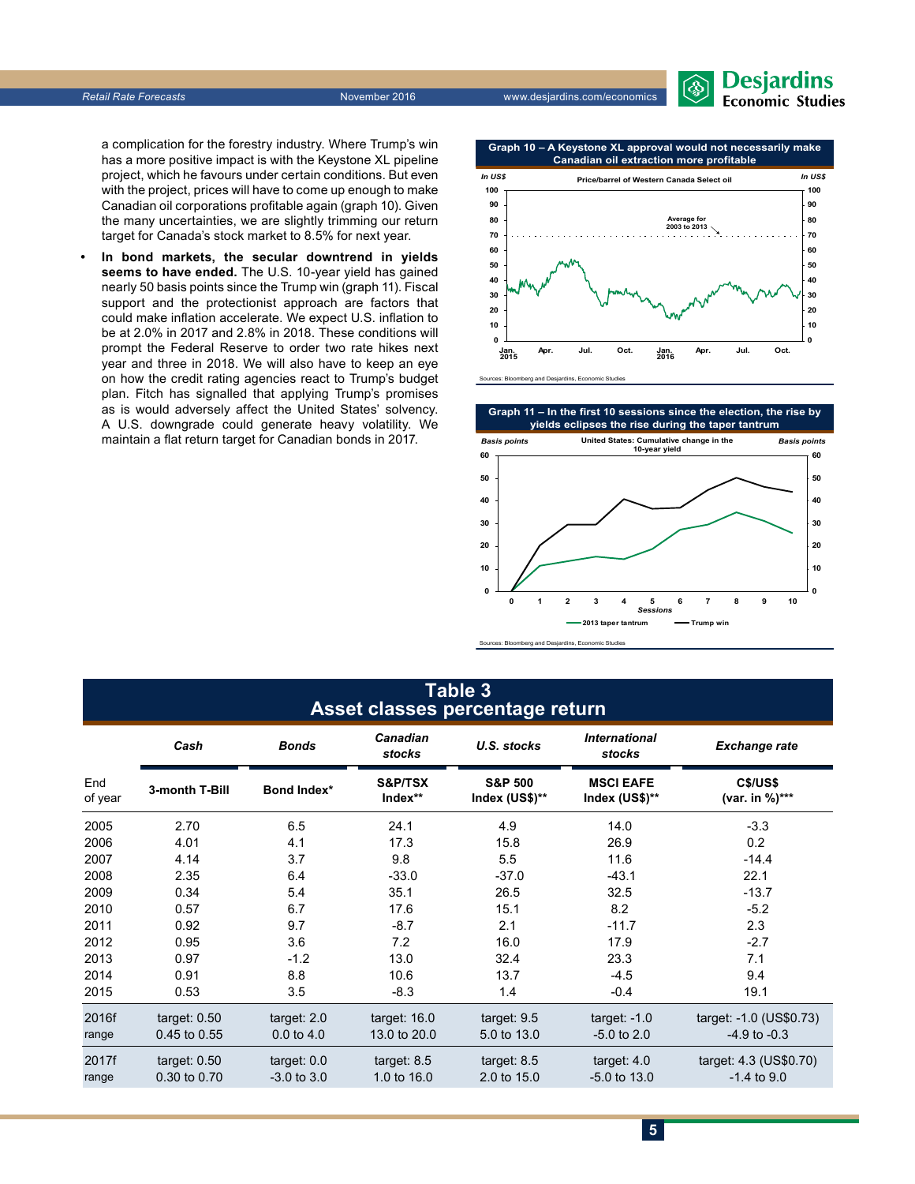a complication for the forestry industry. Where Trump's win has a more positive impact is with the Keystone XL pipeline project, which he favours under certain conditions. But even with the project, prices will have to come up enough to make Canadian oil corporations profitable again (graph 10). Given the many uncertainties, we are slightly trimming our return target for Canada's stock market to 8.5% for next year.

- **In bond markets, the secular downtrend in yields seems to have ended.** The U.S. 10-year yield has gained nearly 50 basis points since the Trump win (graph 11). Fiscal support and the protectionist approach are factors that could make inflation accelerate. We expect U.S. inflation to be at 2.0% in 2017 and 2.8% in 2018. These conditions will prompt the Federal Reserve to order two rate hikes next year and three in 2018. We will also have to keep an eye on how the credit rating agencies react to Trump's budget plan. Fitch has signalled that applying Trump's promises as is would adversely affect the United States' solvency. A U.S. downgrade could generate heavy volatility. We maintain a flat return target for Canadian bonds in 2017.

**Graph 10 – A Keystone XL approval would not necessarily make Canadian oil extraction more profitable**

In US$
Price/barrel of Western Canada Select oil
In US$
Average for 2003 to 2013
100 90 80 70 60 50 40 30 20 10 0
Jan. 2015 Apr. Jul. Oct. Jan. 2016 Apr. Jul. Oct.

Sources: Bloomberg and Desjardins, Economic Studies

**Graph 11 – In the first 10 sessions since the election, the rise by yields eclipses the rise during the taper tantrum**

Basis points
United States: Cumulative change in the 10-year yield
Basis points
60 50 40 30 20 10 0
0 1 2 3 4 5 6 7 8 9 10
Sessions
2013 taper tantrum
Trump win

Sources: Bloomberg and Desjardins, Economic Studies

## Table 3
## Asset classes percentage return

| | Cash | Bonds | Canadian stocks | U.S. stocks | International stocks | Exchange rate |
|---|---|---|---|---|---|---|
| End of year | 3-month T-Bill | Bond Index* | S&P/TSX Index** | S&P 500 Index (US$)** | MSCI EAFE Index (US$)** | C$/US$ (var. in %)*** |
| 2005 | 2.70 | 6.5 | 24.1 | 4.9 | 14.0 | -3.3 |
| 2006 | 4.01 | 4.1 | 17.3 | 15.8 | 26.9 | 0.2 |
| 2007 | 4.14 | 3.7 | 9.8 | 5.5 | 11.6 | -14.4 |
| 2008 | 2.35 | 6.4 | -33.0 | -37.0 | -43.1 | 22.1 |
| 2009 | 0.34 | 5.4 | 35.1 | 26.5 | 32.5 | -13.7 |
| 2010 | 0.57 | 6.7 | 17.6 | 15.1 | 8.2 | -5.2 |
| 2011 | 0.92 | 9.7 | -8.7 | 2.1 | -11.7 | 2.3 |
| 2012 | 0.95 | 3.6 | 7.2 | 16.0 | 17.9 | -2.7 |
| 2013 | 0.97 | -1.2 | 13.0 | 32.4 | 23.3 | 7.1 |
| 2014 | 0.91 | 8.8 | 10.6 | 13.7 | -4.5 | 9.4 |
| 2015 | 0.53 | 3.5 | -8.3 | 1.4 | -0.4 | 19.1 |
| 2016f | target: 0.50 | target: 2.0 | target: 16.0 | target: 9.5 | target: -1.0 | target: -1.0 (US$0.73) |
| range | 0.45 to 0.55 | 0.0 to 4.0 | 13.0 to 20.0 | 5.0 to 13.0 | -5.0 to 2.0 | -4.9 to -0.3 |
| 2017f | target: 0.50 | target: 0.0 | target: 8.5 | target: 8.5 | target: 4.0 | target: 4.3 (US$0.70) |
| range | 0.30 to 0.70 | -3.0 to 3.0 | 1.0 to 16.0 | 2.0 to 15.0 | -5.0 to 13.0 | -1.4 to 9.0 |